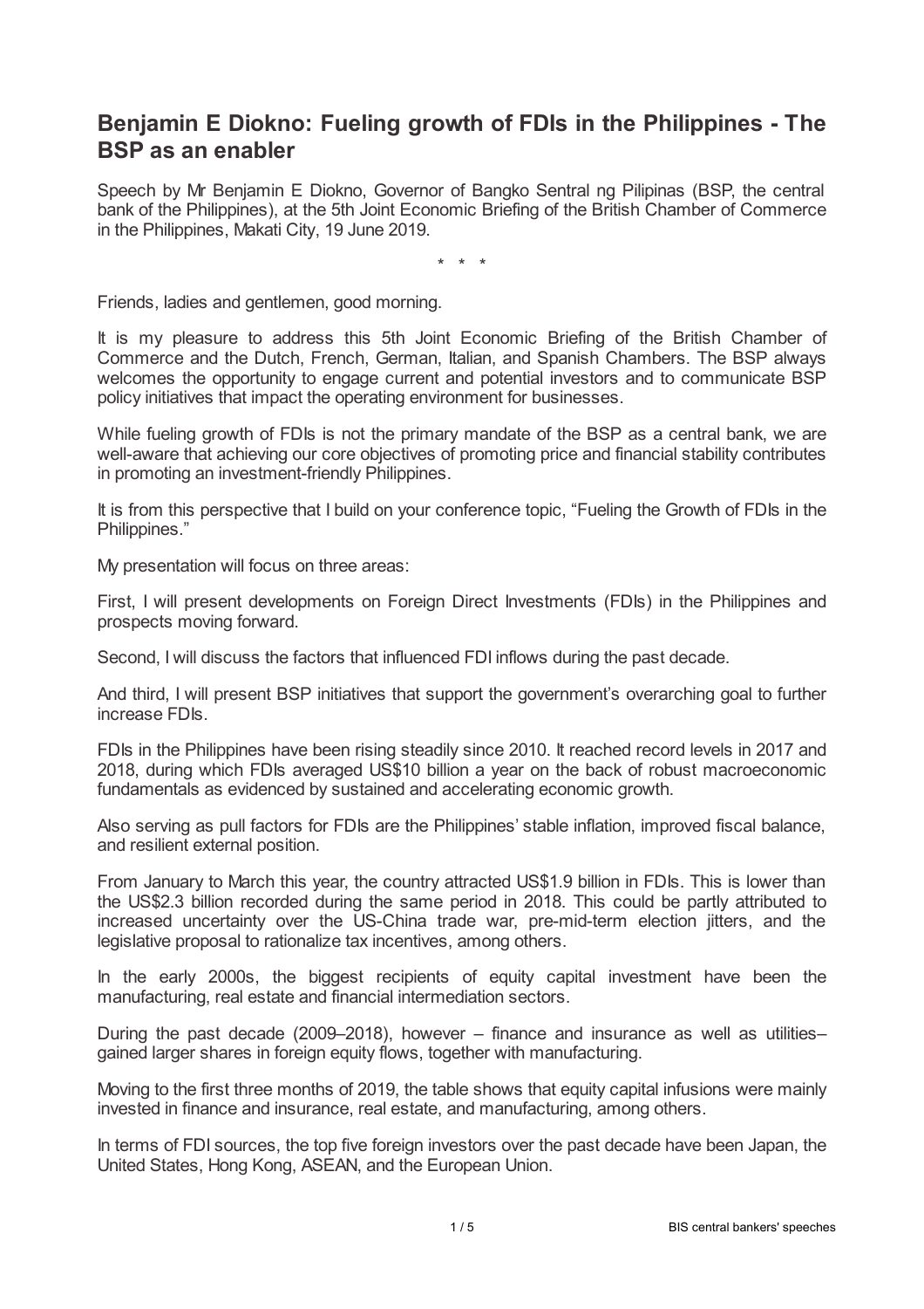# Benjamin E Diokno: Fueling growth of FDIs in the Philippines - The BSP as an enabler

Speech by Mr Benjamin E Diokno, Governor of Bangko Sentral ng Pilipinas (BSP, the central bank of the Philippines), at the 5th Joint Economic Briefing of the British Chamber of Commerce in the Philippines, Makati City, 19 June 2019.

\* \* \*

Friends, ladies and gentlemen, good morning.

It is my pleasure to address this 5th Joint Economic Briefing of the British Chamber of Commerce and the Dutch, French, German, Italian, and Spanish Chambers. The BSP always welcomes the opportunity to engage current and potential investors and to communicate BSP policy initiatives that impact the operating environment for businesses.

While fueling growth of FDIs is not the primary mandate of the BSP as a central bank, we are well-aware that achieving our core objectives of promoting price and financial stability contributes in promoting an investment-friendly Philippines.

It is from this perspective that I build on your conference topic, "Fueling the Growth of FDIs in the Philippines."

My presentation will focus on three areas:

First, I will present developments on Foreign Direct Investments (FDIs) in the Philippines and prospects moving forward.

Second, I will discuss the factors that influenced FDI inflows during the past decade.

And third, I will present BSP initiatives that support the government's overarching goal to further increase FDIs.

FDIs in the Philippines have been rising steadily since 2010. It reached record levels in 2017 and 2018, during which FDIs averaged US$10 billion a year on the back of robust macroeconomic fundamentals as evidenced by sustained and accelerating economic growth.

Also serving as pull factors for FDIs are the Philippines' stable inflation, improved fiscal balance, and resilient external position.

From January to March this year, the country attracted US$1.9 billion in FDIs. This is lower than the US$2.3 billion recorded during the same period in 2018. This could be partly attributed to increased uncertainty over the US-China trade war, pre-mid-term election jitters, and the legislative proposal to rationalize tax incentives, among others.

In the early 2000s, the biggest recipients of equity capital investment have been the manufacturing, real estate and financial intermediation sectors.

During the past decade (2009–2018), however – finance and insurance as well as utilities– gained larger shares in foreign equity flows, together with manufacturing.

Moving to the first three months of 2019, the table shows that equity capital infusions were mainly invested in finance and insurance, real estate, and manufacturing, among others.

In terms of FDI sources, the top five foreign investors over the past decade have been Japan, the United States, Hong Kong, ASEAN, and the European Union.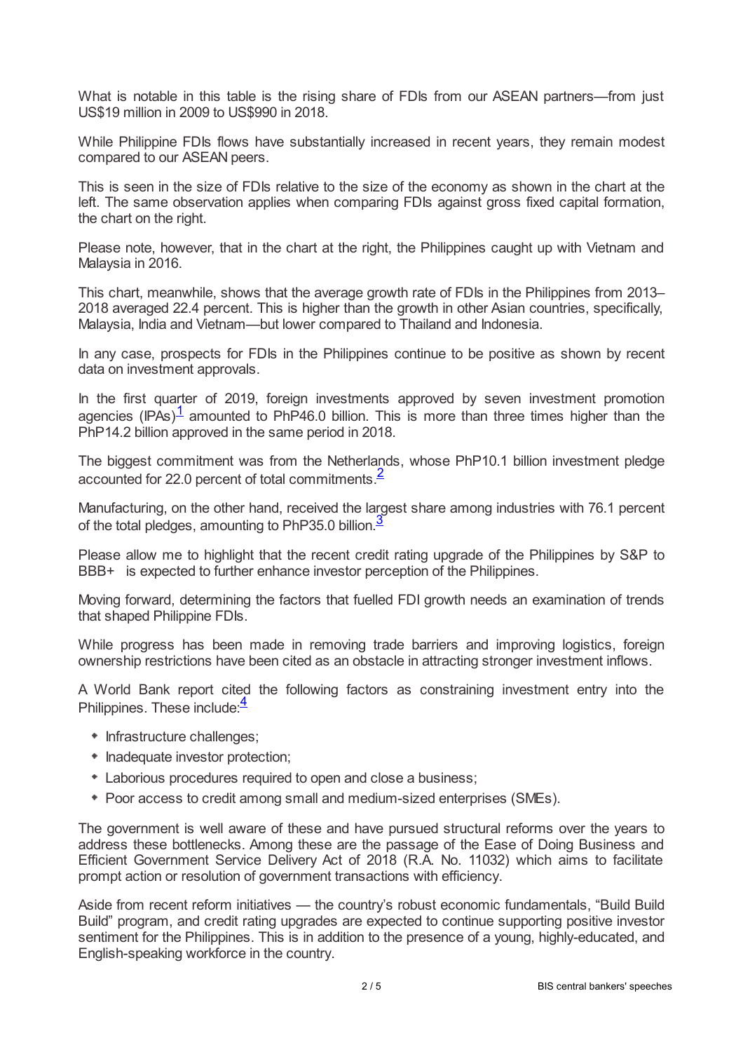What is notable in this table is the rising share of FDIs from our ASEAN partners—from just US$19 million in 2009 to US$990 in 2018.

While Philippine FDIs flows have substantially increased in recent years, they remain modest compared to our ASEAN peers.

This is seen in the size of FDIs relative to the size of the economy as shown in the chart at the left. The same observation applies when comparing FDIs against gross fixed capital formation, the chart on the right.

Please note, however, that in the chart at the right, the Philippines caught up with Vietnam and Malaysia in 2016.

This chart, meanwhile, shows that the average growth rate of FDIs in the Philippines from 2013–2018 averaged 22.4 percent. This is higher than the growth in other Asian countries, specifically, Malaysia, India and Vietnam—but lower compared to Thailand and Indonesia.

In any case, prospects for FDIs in the Philippines continue to be positive as shown by recent data on investment approvals.

In the first quarter of 2019, foreign investments approved by seven investment promotion agencies (IPAs)[1] amounted to PhP46.0 billion. This is more than three times higher than the PhP14.2 billion approved in the same period in 2018.

The biggest commitment was from the Netherlands, whose PhP10.1 billion investment pledge accounted for 22.0 percent of total commitments.[2]

Manufacturing, on the other hand, received the largest share among industries with 76.1 percent of the total pledges, amounting to PhP35.0 billion.[3]

Please allow me to highlight that the recent credit rating upgrade of the Philippines by S&P to BBB+ is expected to further enhance investor perception of the Philippines.

Moving forward, determining the factors that fuelled FDI growth needs an examination of trends that shaped Philippine FDIs.

While progress has been made in removing trade barriers and improving logistics, foreign ownership restrictions have been cited as an obstacle in attracting stronger investment inflows.

A World Bank report cited the following factors as constraining investment entry into the Philippines. These include:[4]

- Infrastructure challenges;
- Inadequate investor protection;
- Laborious procedures required to open and close a business;
- Poor access to credit among small and medium-sized enterprises (SMEs).

The government is well aware of these and have pursued structural reforms over the years to address these bottlenecks. Among these are the passage of the Ease of Doing Business and Efficient Government Service Delivery Act of 2018 (R.A. No. 11032) which aims to facilitate prompt action or resolution of government transactions with efficiency.

Aside from recent reform initiatives — the country's robust economic fundamentals, "Build Build Build" program, and credit rating upgrades are expected to continue supporting positive investor sentiment for the Philippines. This is in addition to the presence of a young, highly-educated, and English-speaking workforce in the country.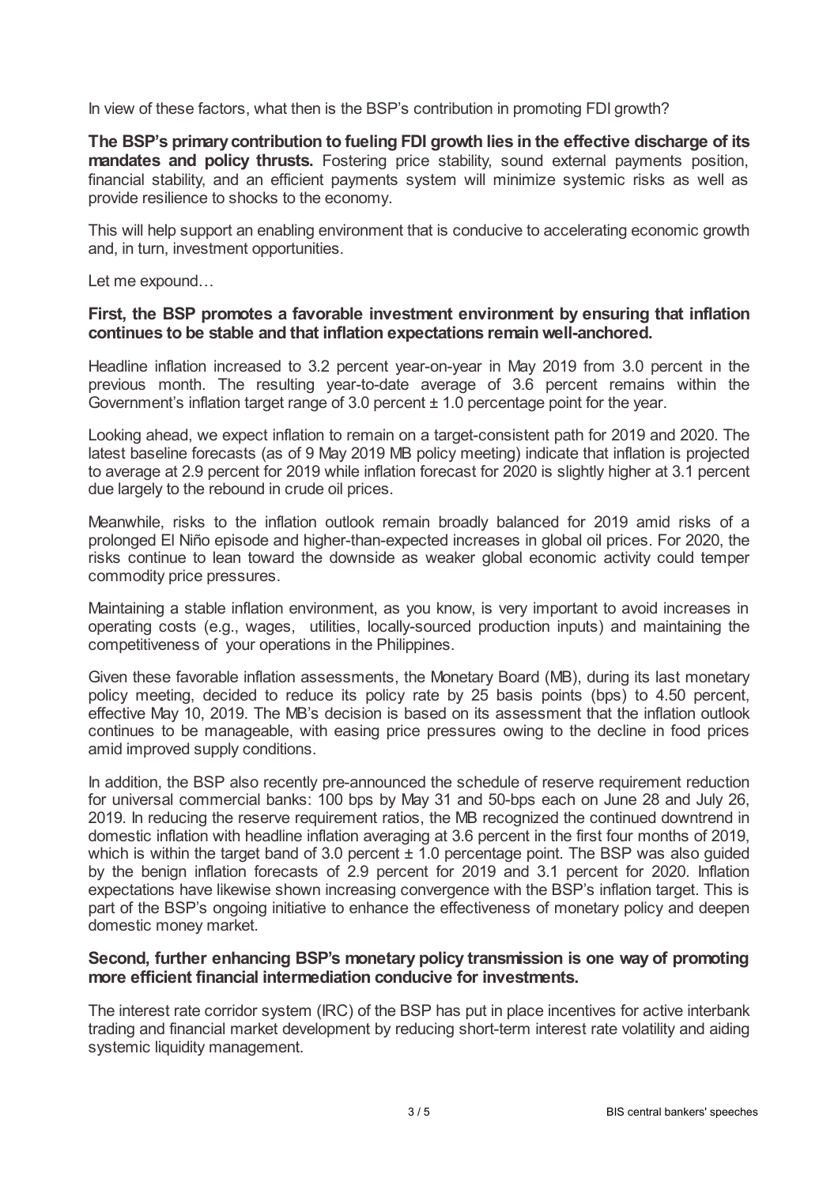In view of these factors, what then is the BSP's contribution in promoting FDI growth?

**The BSP's primary contribution to fueling FDI growth lies in the effective discharge of its mandates and policy thrusts.** Fostering price stability, sound external payments position, financial stability, and an efficient payments system will minimize systemic risks as well as provide resilience to shocks to the economy.

This will help support an enabling environment that is conducive to accelerating economic growth and, in turn, investment opportunities.

Let me expound…

**First, the BSP promotes a favorable investment environment by ensuring that inflation continues to be stable and that inflation expectations remain well-anchored.**

Headline inflation increased to 3.2 percent year-on-year in May 2019 from 3.0 percent in the previous month. The resulting year-to-date average of 3.6 percent remains within the Government's inflation target range of 3.0 percent ± 1.0 percentage point for the year.

Looking ahead, we expect inflation to remain on a target-consistent path for 2019 and 2020. The latest baseline forecasts (as of 9 May 2019 MB policy meeting) indicate that inflation is projected to average at 2.9 percent for 2019 while inflation forecast for 2020 is slightly higher at 3.1 percent due largely to the rebound in crude oil prices.

Meanwhile, risks to the inflation outlook remain broadly balanced for 2019 amid risks of a prolonged El Niño episode and higher-than-expected increases in global oil prices. For 2020, the risks continue to lean toward the downside as weaker global economic activity could temper commodity price pressures.

Maintaining a stable inflation environment, as you know, is very important to avoid increases in operating costs (e.g., wages, utilities, locally-sourced production inputs) and maintaining the competitiveness of your operations in the Philippines.

Given these favorable inflation assessments, the Monetary Board (MB), during its last monetary policy meeting, decided to reduce its policy rate by 25 basis points (bps) to 4.50 percent, effective May 10, 2019. The MB's decision is based on its assessment that the inflation outlook continues to be manageable, with easing price pressures owing to the decline in food prices amid improved supply conditions.

In addition, the BSP also recently pre-announced the schedule of reserve requirement reduction for universal commercial banks: 100 bps by May 31 and 50-bps each on June 28 and July 26, 2019. In reducing the reserve requirement ratios, the MB recognized the continued downtrend in domestic inflation with headline inflation averaging at 3.6 percent in the first four months of 2019, which is within the target band of 3.0 percent ± 1.0 percentage point. The BSP was also guided by the benign inflation forecasts of 2.9 percent for 2019 and 3.1 percent for 2020. Inflation expectations have likewise shown increasing convergence with the BSP's inflation target. This is part of the BSP's ongoing initiative to enhance the effectiveness of monetary policy and deepen domestic money market.

**Second, further enhancing BSP's monetary policy transmission is one way of promoting more efficient financial intermediation conducive for investments.**

The interest rate corridor system (IRC) of the BSP has put in place incentives for active interbank trading and financial market development by reducing short-term interest rate volatility and aiding systemic liquidity management.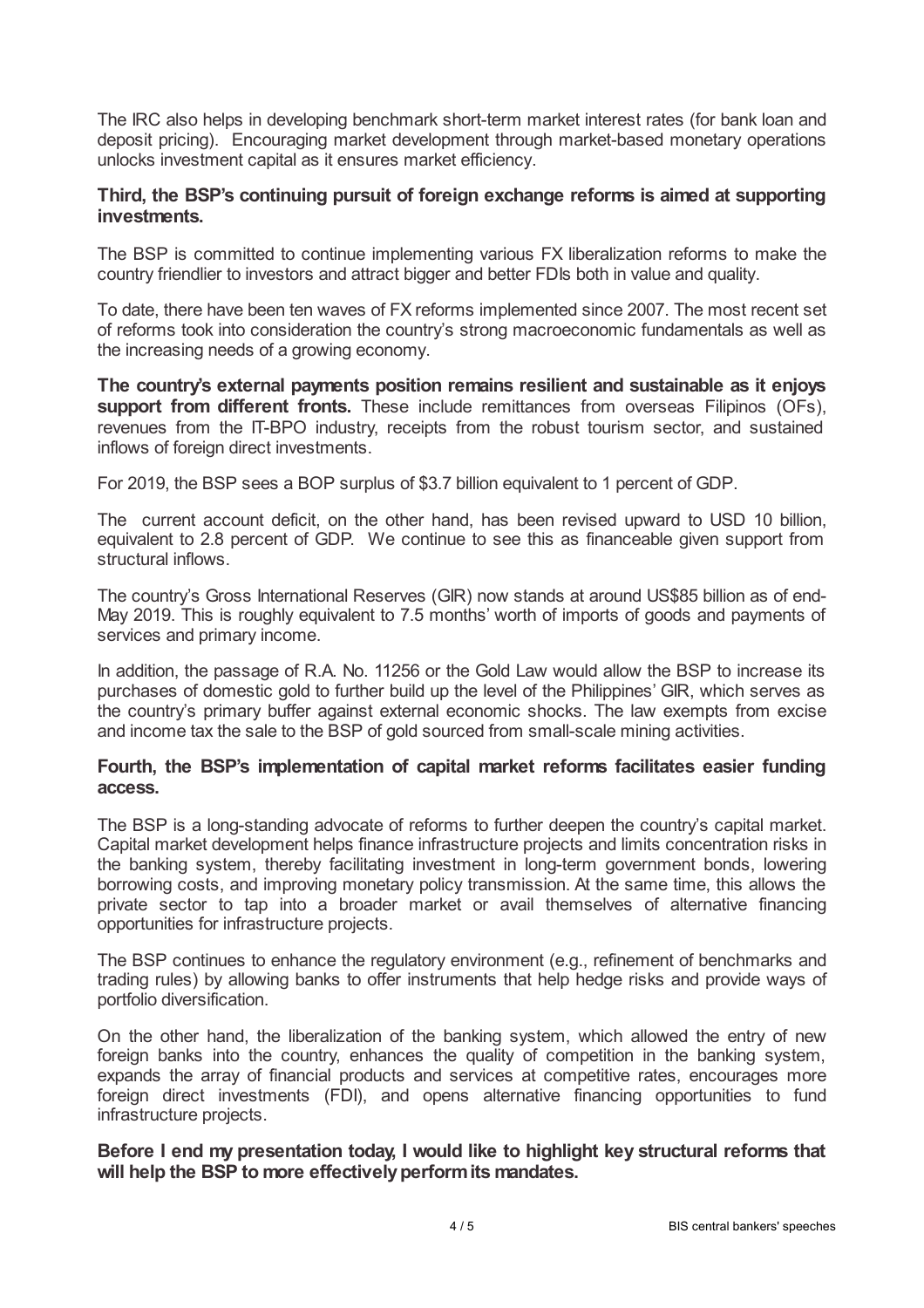The IRC also helps in developing benchmark short-term market interest rates (for bank loan and deposit pricing). Encouraging market development through market-based monetary operations unlocks investment capital as it ensures market efficiency.

**Third, the BSP's continuing pursuit of foreign exchange reforms is aimed at supporting investments.**

The BSP is committed to continue implementing various FX liberalization reforms to make the country friendlier to investors and attract bigger and better FDIs both in value and quality.

To date, there have been ten waves of FX reforms implemented since 2007. The most recent set of reforms took into consideration the country's strong macroeconomic fundamentals as well as the increasing needs of a growing economy.

**The country's external payments position remains resilient and sustainable as it enjoys support from different fronts.** These include remittances from overseas Filipinos (OFs), revenues from the IT-BPO industry, receipts from the robust tourism sector, and sustained inflows of foreign direct investments.

For 2019, the BSP sees a BOP surplus of $3.7 billion equivalent to 1 percent of GDP.

The current account deficit, on the other hand, has been revised upward to USD 10 billion, equivalent to 2.8 percent of GDP. We continue to see this as financeable given support from structural inflows.

The country's Gross International Reserves (GIR) now stands at around US$85 billion as of end-May 2019. This is roughly equivalent to 7.5 months' worth of imports of goods and payments of services and primary income.

In addition, the passage of R.A. No. 11256 or the Gold Law would allow the BSP to increase its purchases of domestic gold to further build up the level of the Philippines' GIR, which serves as the country's primary buffer against external economic shocks. The law exempts from excise and income tax the sale to the BSP of gold sourced from small-scale mining activities.

**Fourth, the BSP's implementation of capital market reforms facilitates easier funding access.**

The BSP is a long-standing advocate of reforms to further deepen the country's capital market. Capital market development helps finance infrastructure projects and limits concentration risks in the banking system, thereby facilitating investment in long-term government bonds, lowering borrowing costs, and improving monetary policy transmission. At the same time, this allows the private sector to tap into a broader market or avail themselves of alternative financing opportunities for infrastructure projects.

The BSP continues to enhance the regulatory environment (e.g., refinement of benchmarks and trading rules) by allowing banks to offer instruments that help hedge risks and provide ways of portfolio diversification.

On the other hand, the liberalization of the banking system, which allowed the entry of new foreign banks into the country, enhances the quality of competition in the banking system, expands the array of financial products and services at competitive rates, encourages more foreign direct investments (FDI), and opens alternative financing opportunities to fund infrastructure projects.

**Before I end my presentation today, I would like to highlight key structural reforms that will help the BSP to more effectively perform its mandates.**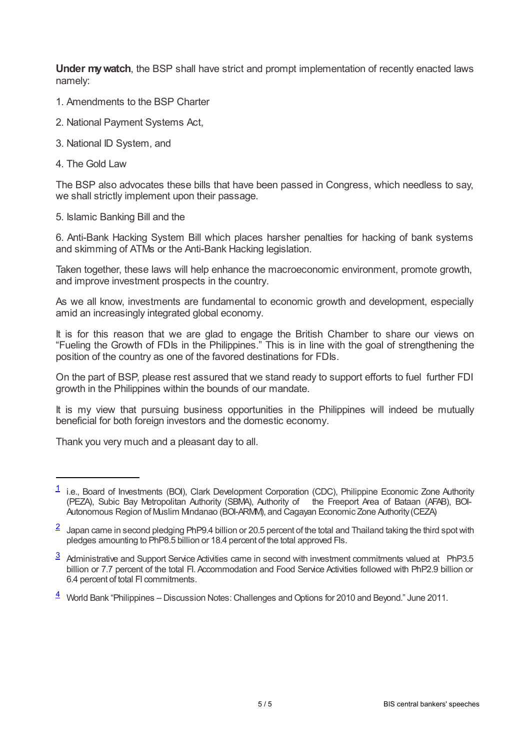**Under my watch**, the BSP shall have strict and prompt implementation of recently enacted laws namely:

1. Amendments to the BSP Charter

2. National Payment Systems Act,

3. National ID System, and

4. The Gold Law

The BSP also advocates these bills that have been passed in Congress, which needless to say, we shall strictly implement upon their passage.

5. Islamic Banking Bill and the

6. Anti-Bank Hacking System Bill which places harsher penalties for hacking of bank systems and skimming of ATMs or the Anti-Bank Hacking legislation.

Taken together, these laws will help enhance the macroeconomic environment, promote growth, and improve investment prospects in the country.

As we all know, investments are fundamental to economic growth and development, especially amid an increasingly integrated global economy.

It is for this reason that we are glad to engage the British Chamber to share our views on "Fueling the Growth of FDIs in the Philippines." This is in line with the goal of strengthening the position of the country as one of the favored destinations for FDIs.

On the part of BSP, please rest assured that we stand ready to support efforts to fuel further FDI growth in the Philippines within the bounds of our mandate.

It is my view that pursuing business opportunities in the Philippines will indeed be mutually beneficial for both foreign investors and the domestic economy.

Thank you very much and a pleasant day to all.

---

[1] i.e., Board of Investments (BOI), Clark Development Corporation (CDC), Philippine Economic Zone Authority (PEZA), Subic Bay Metropolitan Authority (SBMA), Authority of the Freeport Area of Bataan (AFAB), BOI-Autonomous Region of Muslim Mindanao (BOI-ARMM), and Cagayan Economic Zone Authority (CEZA)

[2] Japan came in second pledging PhP9.4 billion or 20.5 percent of the total and Thailand taking the third spot with pledges amounting to PhP8.5 billion or 18.4 percent of the total approved FIs.

[3] Administrative and Support Service Activities came in second with investment commitments valued at PhP3.5 billion or 7.7 percent of the total FI. Accommodation and Food Service Activities followed with PhP2.9 billion or 6.4 percent of total FI commitments.

[4] World Bank "Philippines – Discussion Notes: Challenges and Options for 2010 and Beyond." June 2011.